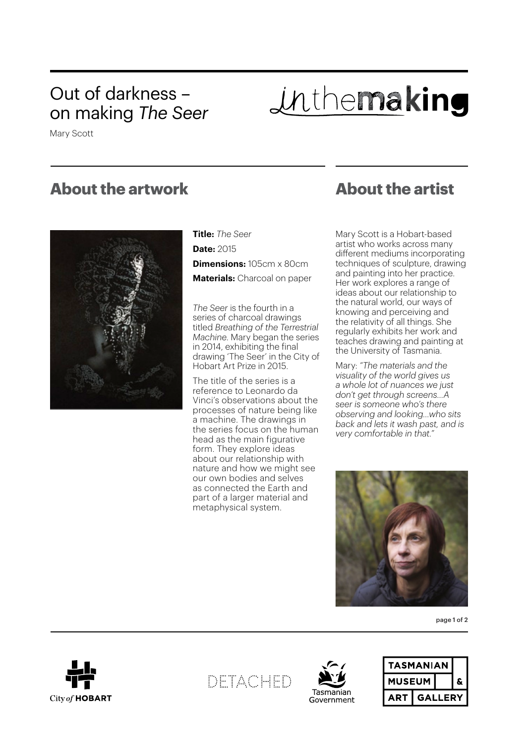# Out of darkness – on making *The Seer*

Mary Scott

inthemaking

## About the artwork

**Title:** *The Seer*

**Date:** 2015

**Dimensions:** 105cm x 80cm

**Materials:** Charcoal on paper

*The Seer* is the fourth in a series of charcoal drawings titled *Breathing of the Terrestrial Machine*. Mary began the series in 2014, exhibiting the final drawing 'The Seer' in the City of Hobart Art Prize in 2015.

The title of the series is a reference to Leonardo da Vinci's observations about the processes of nature being like a machine. The drawings in the series focus on the human head as the main figurative form. They explore ideas about our relationship with nature and how we might see our own bodies and selves as connected the Earth and part of a larger material and metaphysical system.

## About the artist

Mary Scott is a Hobart-based artist who works across many different mediums incorporating techniques of sculpture, drawing and painting into her practice. Her work explores a range of ideas about our relationship to the natural world, our ways of knowing and perceiving and the relativity of all things. She regularly exhibits her work and teaches drawing and painting at the University of Tasmania.

Mary: *"The materials and the visuality of the world gives us a whole lot of nuances we just don't get through screens…A seer is someone who's there observing and looking…who sits back and lets it wash past, and is very comfortable in that."*

City of HOBART | DETACHED | Tasmanian Government | TASMANIAN MUSEUM & ART GALLERY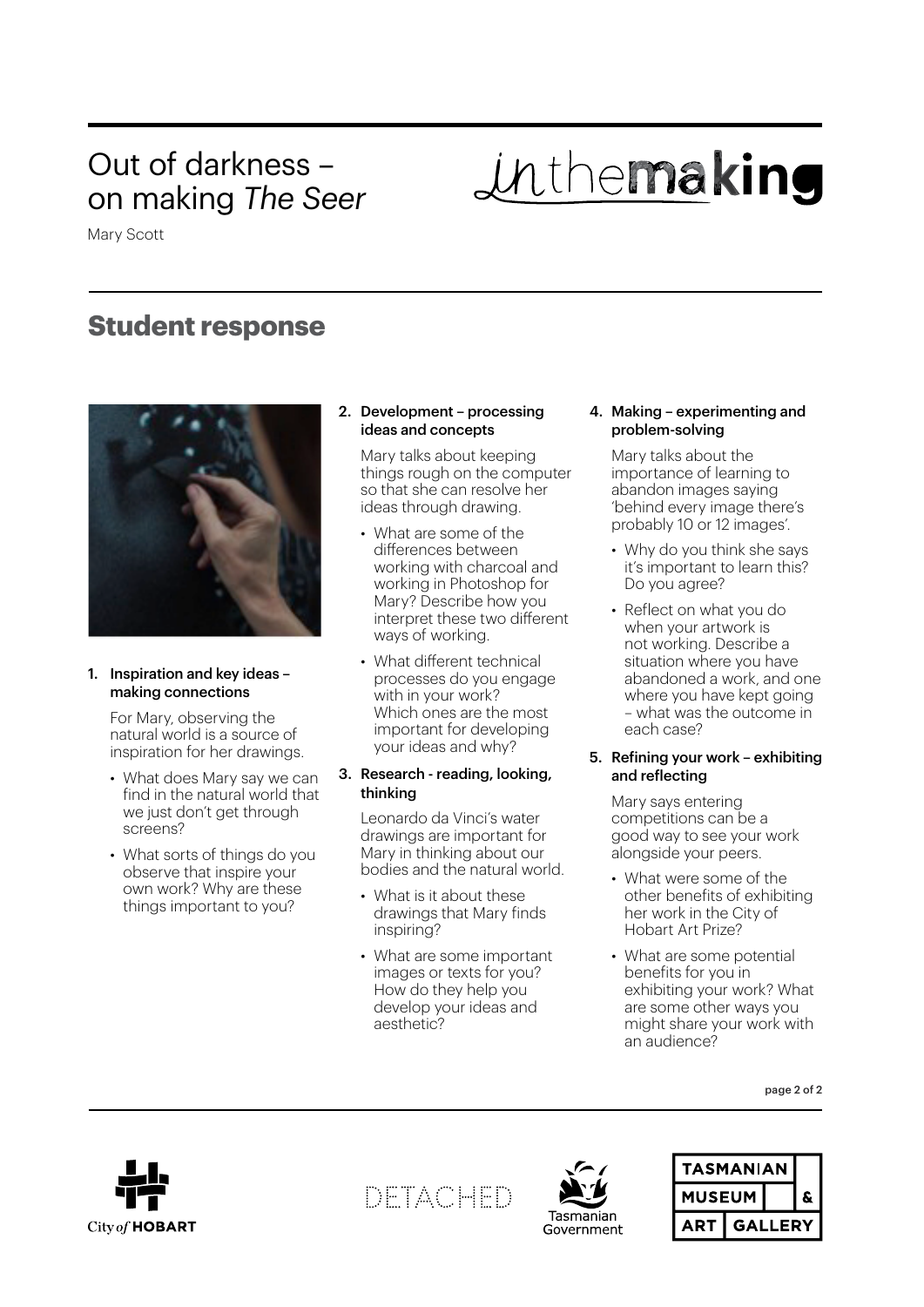# Out of darkness – on making *The Seer*

Mary Scott

## Student response

1. **Inspiration and key ideas – making connections**

   For Mary, observing the natural world is a source of inspiration for her drawings.

   - What does Mary say we can find in the natural world that we just don't get through screens?
   - What sorts of things do you observe that inspire your own work? Why are these things important to you?

2. **Development – processing ideas and concepts**

   Mary talks about keeping things rough on the computer so that she can resolve her ideas through drawing.

   - What are some of the differences between working with charcoal and working in Photoshop for Mary? Describe how you interpret these two different ways of working.
   - What different technical processes do you engage with in your work? Which ones are the most important for developing your ideas and why?

3. **Research - reading, looking, thinking**

   Leonardo da Vinci's water drawings are important for Mary in thinking about our bodies and the natural world.

   - What is it about these drawings that Mary finds inspiring?
   - What are some important images or texts for you? How do they help you develop your ideas and aesthetic?

4. **Making – experimenting and problem-solving**

   Mary talks about the importance of learning to abandon images saying 'behind every image there's probably 10 or 12 images'.

   - Why do you think she says it's important to learn this? Do you agree?
   - Reflect on what you do when your artwork is not working. Describe a situation where you have abandoned a work, and one where you have kept going – what was the outcome in each case?

5. **Refining your work – exhibiting and reflecting**

   Mary says entering competitions can be a good way to see your work alongside your peers.

   - What were some of the other benefits of exhibiting her work in the City of Hobart Art Prize?
   - What are some potential benefits for you in exhibiting your work? What are some other ways you might share your work with an audience?